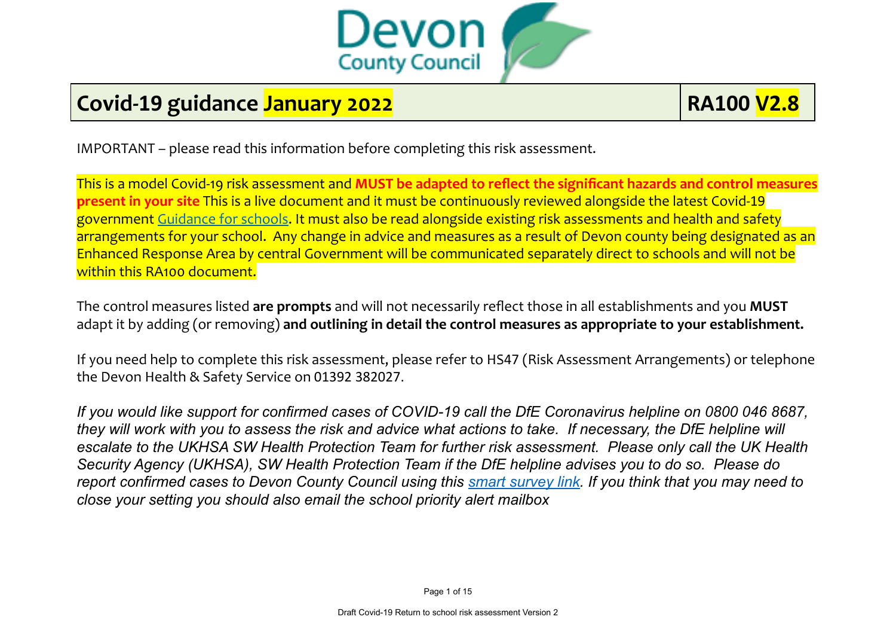Devon County Council

# Covid-19 guidance January 2022 | RA100 V2.8

IMPORTANT – please read this information before completing this risk assessment.

This is a model Covid-19 risk assessment and **MUST be adapted to reflect the significant hazards and control measures present in your site** This is a live document and it must be continuously reviewed alongside the latest Covid-19 government Guidance for schools. It must also be read alongside existing risk assessments and health and safety arrangements for your school. Any change in advice and measures as a result of Devon county being designated as an Enhanced Response Area by central Government will be communicated separately direct to schools and will not be within this RA100 document.

The control measures listed **are prompts** and will not necessarily reflect those in all establishments and you **MUST** adapt it by adding (or removing) **and outlining in detail the control measures as appropriate to your establishment.**

If you need help to complete this risk assessment, please refer to HS47 (Risk Assessment Arrangements) or telephone the Devon Health & Safety Service on 01392 382027.

*If you would like support for confirmed cases of COVID-19 call the DfE Coronavirus helpline on 0800 046 8687, they will work with you to assess the risk and advice what actions to take. If necessary, the DfE helpline will escalate to the UKHSA SW Health Protection Team for further risk assessment. Please only call the UK Health Security Agency (UKHSA), SW Health Protection Team if the DfE helpline advises you to do so. Please do report confirmed cases to Devon County Council using this smart survey link. If you think that you may need to close your setting you should also email the school priority alert mailbox*

Draft Covid-19 Return to school risk assessment Version 2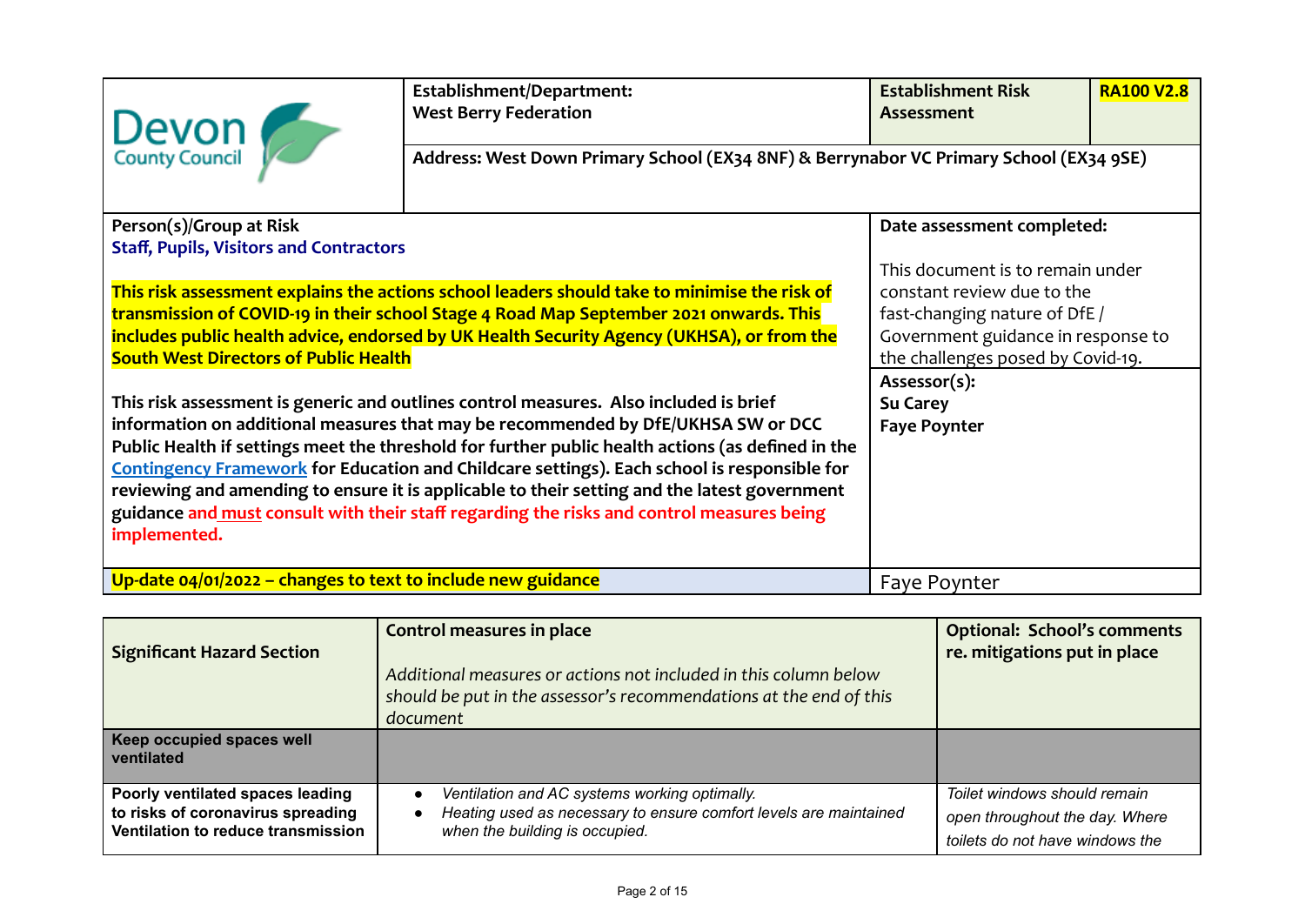| Devon County Council | **Establishment/Department:**<br>**West Berry Federation** | **Establishment Risk Assessment** | **RA100 V2.8** |
|---|---|---|---|
| | **Address: West Down Primary School (EX34 8NF) & Berrynabor VC Primary School (EX34 9SE)** | | |

| **Person(s)/Group at Risk**<br>**Staff, Pupils, Visitors and Contractors**<br><br>**This risk assessment explains the actions school leaders should take to minimise the risk of transmission of COVID-19 in their school Stage 4 Road Map September 2021 onwards. This includes public health advice, endorsed by UK Health Security Agency (UKHSA), or from the South West Directors of Public Health**<br><br>**This risk assessment is generic and outlines control measures. Also included is brief information on additional measures that may be recommended by DfE/UKHSA SW or DCC Public Health if settings meet the threshold for further public health actions (as defined in the [Contingency Framework]() for Education and Childcare settings). Each school is responsible for reviewing and amending to ensure it is applicable to their setting and the latest government guidance and must consult with their staff regarding the risks and control measures being implemented.** | **Date assessment completed:**<br><br>This document is to remain under constant review due to the fast-changing nature of DfE / Government guidance in response to the challenges posed by Covid-19.<br><br>**Assessor(s):**<br>**Su Carey**<br>**Faye Poynter** |
|---|---|
| **Up-date 04/01/2022 – changes to text to include new guidance** | Faye Poynter |

| **Significant Hazard Section** | **Control measures in place**<br><br>*Additional measures or actions not included in this column below should be put in the assessor's recommendations at the end of this document* | **Optional: School's comments re. mitigations put in place** |
|---|---|---|
| **Keep occupied spaces well ventilated** | | |
| **Poorly ventilated spaces leading to risks of coronavirus spreading Ventilation to reduce transmission** | • *Ventilation and AC systems working optimally.*<br>• *Heating used as necessary to ensure comfort levels are maintained when the building is occupied.* | *Toilet windows should remain open throughout the day. Where toilets do not have windows the* |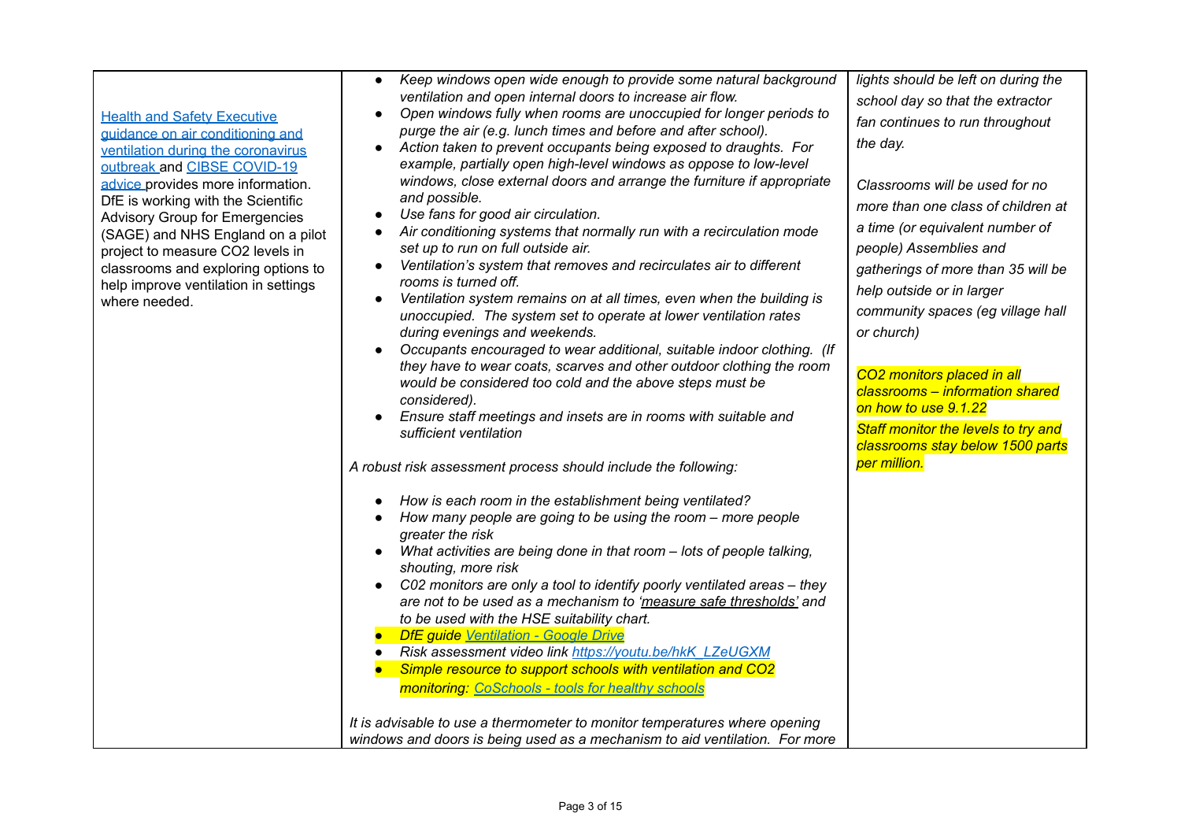| | | |
|---|---|---|
| [Health and Safety Executive guidance on air conditioning and ventilation during the coronavirus outbreak](#) and [CIBSE COVID-19 advice](#) provides more information. DfE is working with the Scientific Advisory Group for Emergencies (SAGE) and NHS England on a pilot project to measure CO2 levels in classrooms and exploring options to help improve ventilation in settings where needed. | <ul><li>*Keep windows open wide enough to provide some natural background ventilation and open internal doors to increase air flow.*</li><li>*Open windows fully when rooms are unoccupied for longer periods to purge the air (e.g. lunch times and before and after school).*</li><li>*Action taken to prevent occupants being exposed to draughts. For example, partially open high-level windows as oppose to low-level windows, close external doors and arrange the furniture if appropriate and possible.*</li><li>*Use fans for good air circulation.*</li><li>*Air conditioning systems that normally run with a recirculation mode set up to run on full outside air.*</li><li>*Ventilation's system that removes and recirculates air to different rooms is turned off.*</li><li>*Ventilation system remains on at all times, even when the building is unoccupied. The system set to operate at lower ventilation rates during evenings and weekends.*</li><li>*Occupants encouraged to wear additional, suitable indoor clothing. (If they have to wear coats, scarves and other outdoor clothing the room would be considered too cold and the above steps must be considered).*</li><li>*Ensure staff meetings and insets are in rooms with suitable and sufficient ventilation*</li></ul>*A robust risk assessment process should include the following:*<ul><li>*How is each room in the establishment being ventilated?*</li><li>*How many people are going to be using the room – more people greater the risk*</li><li>*What activities are being done in that room – lots of people talking, shouting, more risk*</li><li>*C02 monitors are only a tool to identify poorly ventilated areas – they are not to be used as a mechanism to 'measure safe thresholds' and to be used with the HSE suitability chart.*</li><li>*DfE guide [Ventilation - Google Drive](#)*</li><li>*Risk assessment video link [https://youtu.be/hkK_LZeUGXM](https://youtu.be/hkK_LZeUGXM)*</li><li>*Simple resource to support schools with ventilation and CO2 monitoring: [CoSchools - tools for healthy schools](#)*</li></ul>*It is advisable to use a thermometer to monitor temperatures where opening windows and doors is being used as a mechanism to aid ventilation. For more* | *lights should be left on during the school day so that the extractor fan continues to run throughout the day.*<br><br>*Classrooms will be used for no more than one class of children at a time (or equivalent number of people) Assemblies and gatherings of more than 35 will be help outside or in larger community spaces (eg village hall or church)*<br><br>*CO2 monitors placed in all classrooms – information shared on how to use 9.1.22*<br>*Staff monitor the levels to try and classrooms stay below 1500 parts per million.* |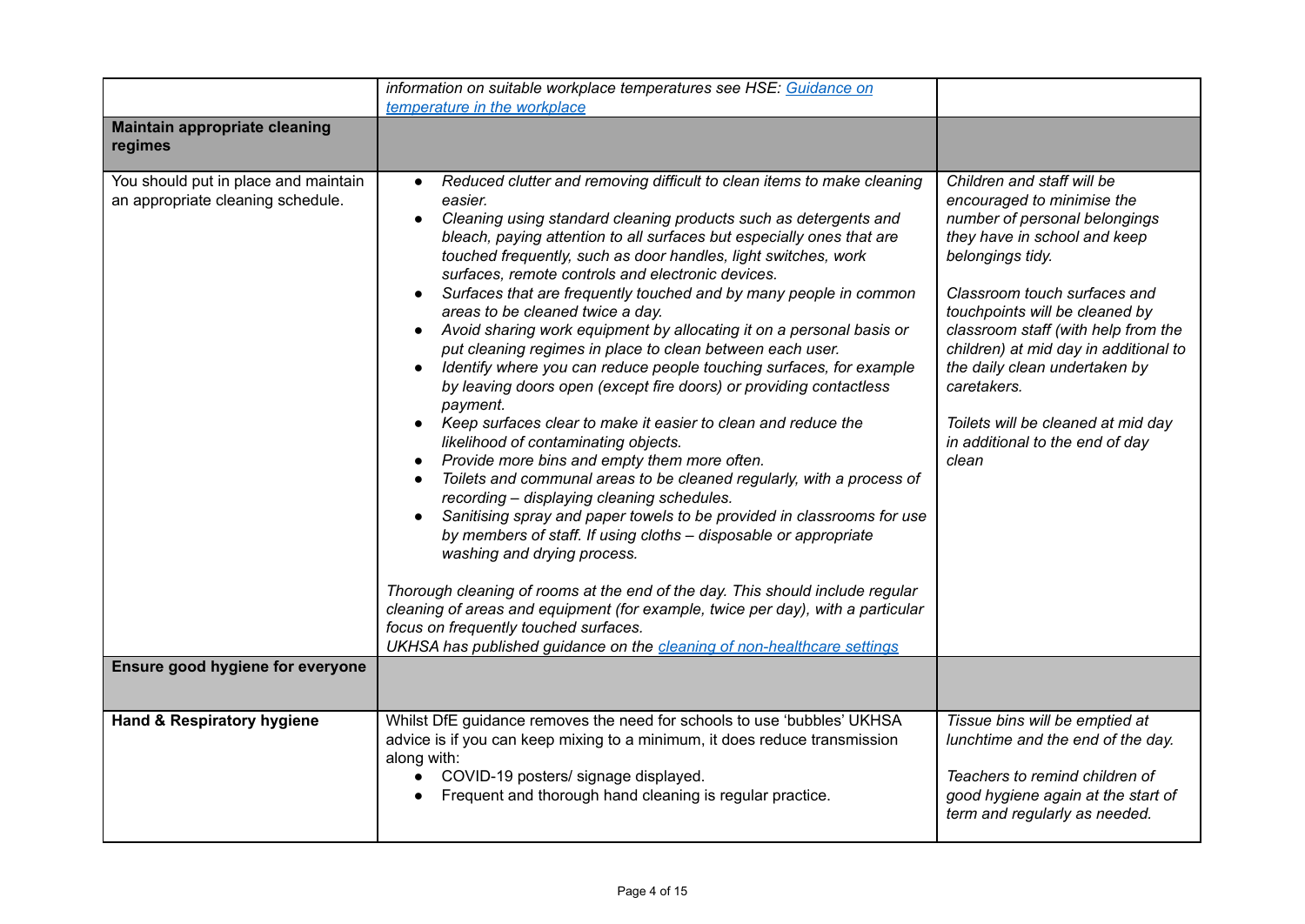| | | |
|---|---|---|
| | *information on suitable workplace temperatures see HSE: [Guidance on temperature in the workplace]()* | |
| **Maintain appropriate cleaning regimes** | | |
| You should put in place and maintain an appropriate cleaning schedule. | <ul><li>*Reduced clutter and removing difficult to clean items to make cleaning easier.*</li><li>*Cleaning using standard cleaning products such as detergents and bleach, paying attention to all surfaces but especially ones that are touched frequently, such as door handles, light switches, work surfaces, remote controls and electronic devices.*</li><li>*Surfaces that are frequently touched and by many people in common areas to be cleaned twice a day.*</li><li>*Avoid sharing work equipment by allocating it on a personal basis or put cleaning regimes in place to clean between each user.*</li><li>*Identify where you can reduce people touching surfaces, for example by leaving doors open (except fire doors) or providing contactless payment.*</li><li>*Keep surfaces clear to make it easier to clean and reduce the likelihood of contaminating objects.*</li><li>*Provide more bins and empty them more often.*</li><li>*Toilets and communal areas to be cleaned regularly, with a process of recording – displaying cleaning schedules.*</li><li>*Sanitising spray and paper towels to be provided in classrooms for use by members of staff. If using cloths – disposable or appropriate washing and drying process.*</li></ul>*Thorough cleaning of rooms at the end of the day. This should include regular cleaning of areas and equipment (for example, twice per day), with a particular focus on frequently touched surfaces.*<br>*UKHSA has published guidance on the [cleaning of non-healthcare settings]()* | *Children and staff will be encouraged to minimise the number of personal belongings they have in school and keep belongings tidy.*<br><br>*Classroom touch surfaces and touchpoints will be cleaned by classroom staff (with help from the children) at mid day in additional to the daily clean undertaken by caretakers.*<br><br>*Toilets will be cleaned at mid day in additional to the end of day clean* |
| **Ensure good hygiene for everyone** | | |
| **Hand & Respiratory hygiene** | Whilst DfE guidance removes the need for schools to use 'bubbles' UKHSA advice is if you can keep mixing to a minimum, it does reduce transmission along with:<ul><li>COVID-19 posters/ signage displayed.</li><li>Frequent and thorough hand cleaning is regular practice.</li></ul> | *Tissue bins will be emptied at lunchtime and the end of the day.*<br><br>*Teachers to remind children of good hygiene again at the start of term and regularly as needed.* |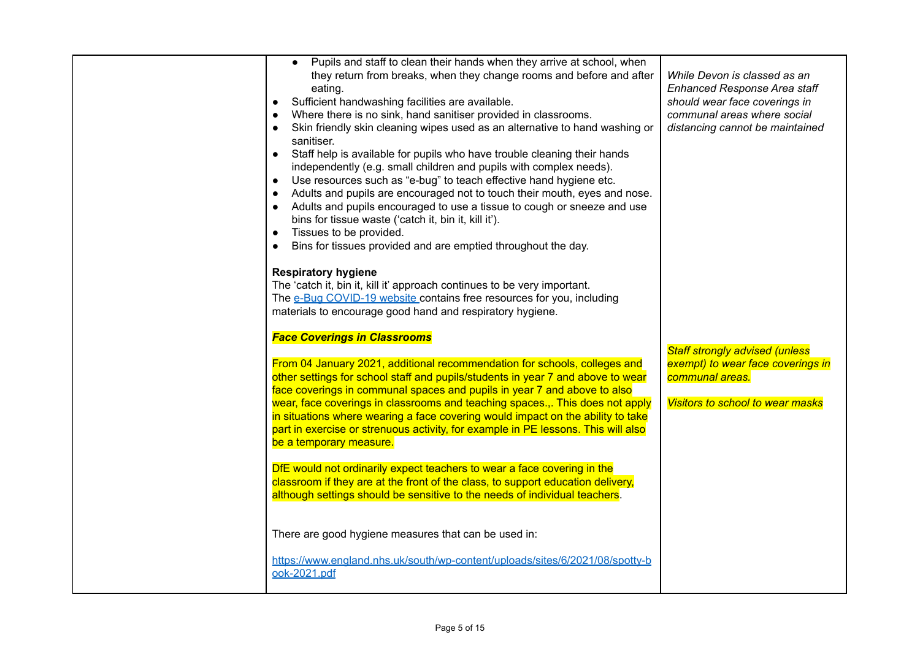| | | |
|---|---|---|
| | - Pupils and staff to clean their hands when they arrive at school, when they return from breaks, when they change rooms and before and after eating.<br>- Sufficient handwashing facilities are available.<br>- Where there is no sink, hand sanitiser provided in classrooms.<br>- Skin friendly skin cleaning wipes used as an alternative to hand washing or sanitiser.<br>- Staff help is available for pupils who have trouble cleaning their hands independently (e.g. small children and pupils with complex needs).<br>- Use resources such as "e-bug" to teach effective hand hygiene etc.<br>- Adults and pupils are encouraged not to touch their mouth, eyes and nose.<br>- Adults and pupils encouraged to use a tissue to cough or sneeze and use bins for tissue waste ('catch it, bin it, kill it').<br>- Tissues to be provided.<br>- Bins for tissues provided and are emptied throughout the day.<br><br>**Respiratory hygiene**<br>The 'catch it, bin it, kill it' approach continues to be very important.<br>The [e-Bug COVID-19 website ]contains free resources for you, including materials to encourage good hand and respiratory hygiene.<br><br>***Face Coverings in Classrooms***<br><br>From 04 January 2021, additional recommendation for schools, colleges and other settings for school staff and pupils/students in year 7 and above to wear face coverings in communal spaces and pupils in year 7 and above to also wear, face coverings in classrooms and teaching spaces.,. This does not apply in situations where wearing a face covering would impact on the ability to take part in exercise or strenuous activity, for example in PE lessons. This will also be a temporary measure.<br><br>DfE would not ordinarily expect teachers to wear a face covering in the classroom if they are at the front of the class, to support education delivery, although settings should be sensitive to the needs of individual teachers.<br><br>There are good hygiene measures that can be used in:<br><br>https://www.england.nhs.uk/south/wp-content/uploads/sites/6/2021/08/spotty-book-2021.pdf | *While Devon is classed as an Enhanced Response Area staff should wear face coverings in communal areas where social distancing cannot be maintained*<br><br>*Staff strongly advised (unless exempt) to wear face coverings in communal areas.*<br><br>*Visitors to school to wear masks* |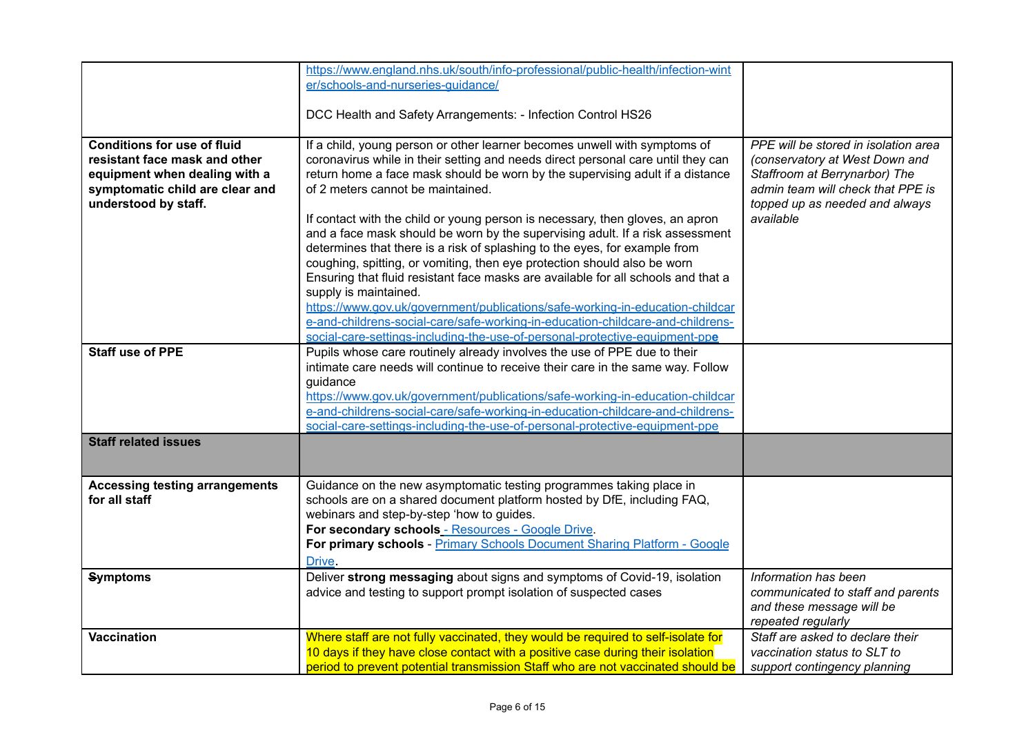| | | |
|---|---|---|
| | https://www.england.nhs.uk/south/info-professional/public-health/infection-winter/schools-and-nurseries-guidance/<br><br>DCC Health and Safety Arrangements: - Infection Control HS26 | |
| **Conditions for use of fluid resistant face mask and other equipment when dealing with a symptomatic child are clear and understood by staff.** | If a child, young person or other learner becomes unwell with symptoms of coronavirus while in their setting and needs direct personal care until they can return home a face mask should be worn by the supervising adult if a distance of 2 meters cannot be maintained.<br><br>If contact with the child or young person is necessary, then gloves, an apron and a face mask should be worn by the supervising adult. If a risk assessment determines that there is a risk of splashing to the eyes, for example from coughing, spitting, or vomiting, then eye protection should also be worn Ensuring that fluid resistant face masks are available for all schools and that a supply is maintained.<br>https://www.gov.uk/government/publications/safe-working-in-education-childcare-and-childrens-social-care/safe-working-in-education-childcare-and-childrens-social-care-settings-including-the-use-of-personal-protective-equipment-ppe | *PPE will be stored in isolation area (conservatory at West Down and Staffroom at Berrynarbor) The admin team will check that PPE is topped up as needed and always available* |
| **Staff use of PPE** | Pupils whose care routinely already involves the use of PPE due to their intimate care needs will continue to receive their care in the same way. Follow guidance<br>https://www.gov.uk/government/publications/safe-working-in-education-childcare-and-childrens-social-care/safe-working-in-education-childcare-and-childrens-social-care-settings-including-the-use-of-personal-protective-equipment-ppe | |
| **Staff related issues** | | |
| **Accessing testing arrangements for all staff** | Guidance on the new asymptomatic testing programmes taking place in schools are on a shared document platform hosted by DfE, including FAQ, webinars and step-by-step 'how to guides.<br>**For secondary schools** - Resources - Google Drive.<br>**For primary schools** - Primary Schools Document Sharing Platform - Google Drive. | |
| **Symptoms** | Deliver **strong messaging** about signs and symptoms of Covid-19, isolation advice and testing to support prompt isolation of suspected cases | *Information has been communicated to staff and parents and these message will be repeated regularly* |
| **Vaccination** | Where staff are not fully vaccinated, they would be required to self-isolate for 10 days if they have close contact with a positive case during their isolation period to prevent potential transmission Staff who are not vaccinated should be | *Staff are asked to declare their vaccination status to SLT to support contingency planning* |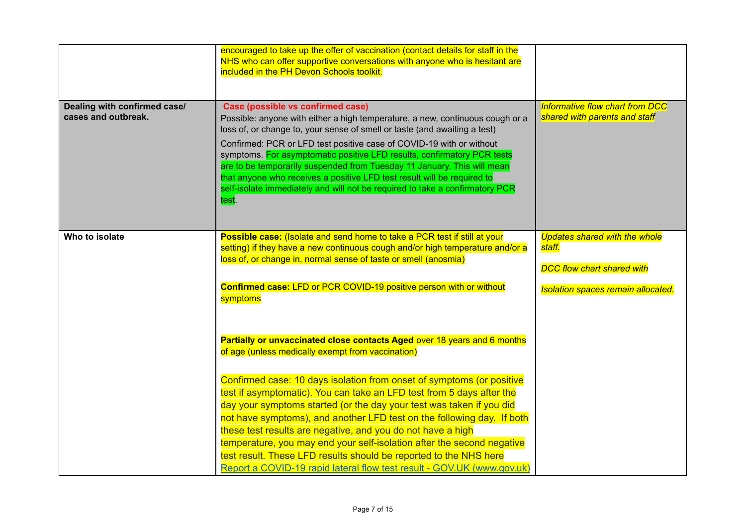| | | |
|---|---|---|
| | encouraged to take up the offer of vaccination (contact details for staff in the NHS who can offer supportive conversations with anyone who is hesitant are included in the PH Devon Schools toolkit. | |
| **Dealing with confirmed case/ cases and outbreak.** | **Case (possible vs confirmed case)**<br>Possible: anyone with either a high temperature, a new, continuous cough or a loss of, or change to, your sense of smell or taste (and awaiting a test)<br>Confirmed: PCR or LFD test positive case of COVID-19 with or without symptoms. For asymptomatic positive LFD results, confirmatory PCR tests are to be temporarily suspended from Tuesday 11 January. This will mean that anyone who receives a positive LFD test result will be required to self-isolate immediately and will not be required to take a confirmatory PCR test. | *Informative flow chart from DCC shared with parents and staff* |
| **Who to isolate** | **Possible case:** (Isolate and send home to take a PCR test if still at your setting) if they have a new continuous cough and/or high temperature and/or a loss of, or change in, normal sense of taste or smell (anosmia)<br><br>**Confirmed case:** LFD or PCR COVID-19 positive person with or without symptoms<br><br>**Partially or unvaccinated close contacts Aged** over 18 years and 6 months of age (unless medically exempt from vaccination)<br><br>Confirmed case: 10 days isolation from onset of symptoms (or positive test if asymptomatic). You can take an LFD test from 5 days after the day your symptoms started (or the day your test was taken if you did not have symptoms), and another LFD test on the following day. If both these test results are negative, and you do not have a high temperature, you may end your self-isolation after the second negative test result. These LFD results should be reported to the NHS here [Report a COVID-19 rapid lateral flow test result - GOV.UK (www.gov.uk)](https://www.gov.uk) | *Updates shared with the whole staff.*<br><br>*DCC flow chart shared with*<br><br>*Isolation spaces remain allocated.* |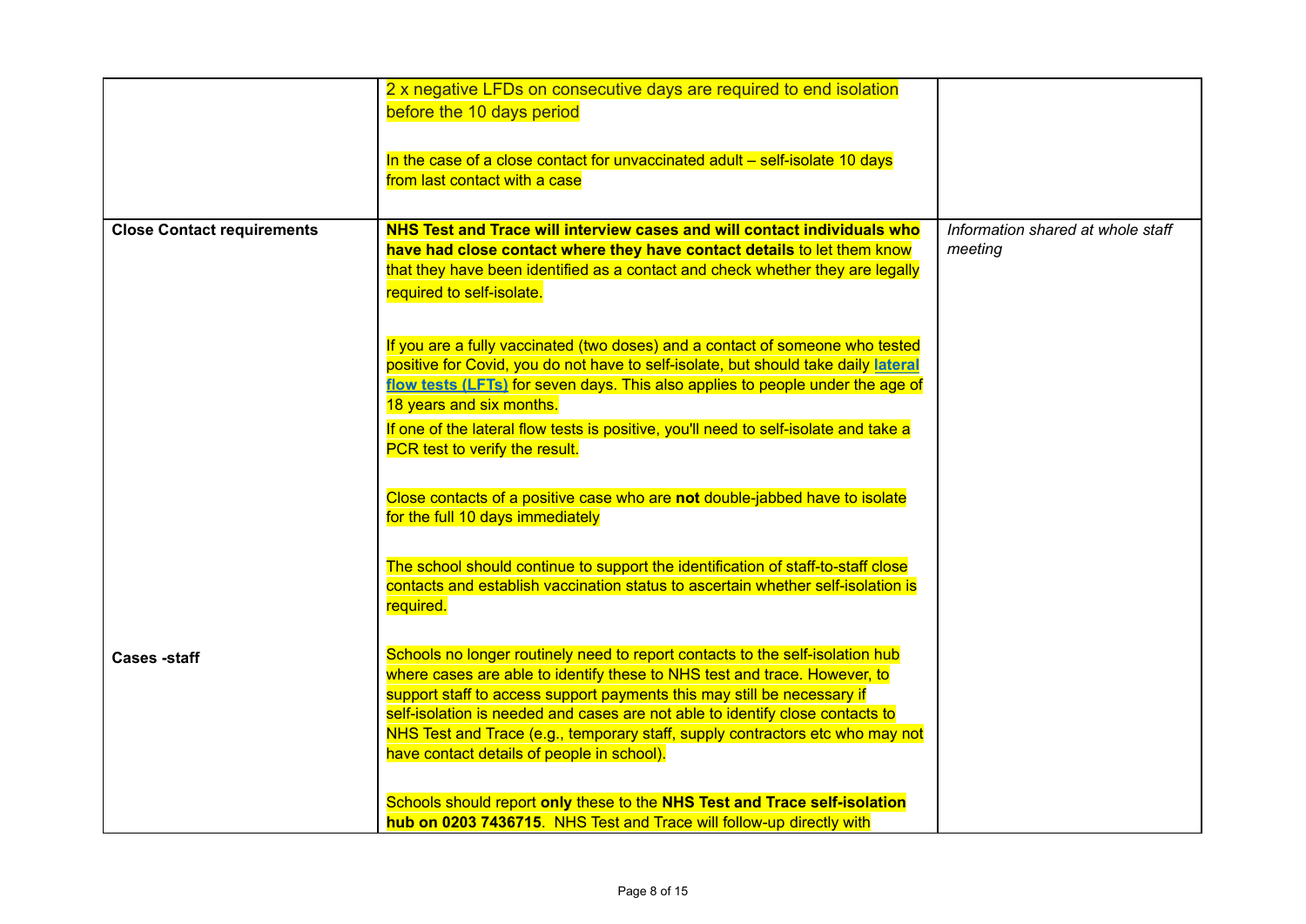| | | |
|---|---|---|
| | 2 x negative LFDs on consecutive days are required to end isolation before the 10 days period<br><br>In the case of a close contact for unvaccinated adult – self-isolate 10 days from last contact with a case | |
| **Close Contact requirements**<br><br><br><br><br><br><br><br><br><br><br><br><br><br><br><br><br>**Cases -staff** | **NHS Test and Trace will interview cases and will contact individuals who have had close contact where they have contact details** to let them know that they have been identified as a contact and check whether they are legally required to self-isolate.<br><br>If you are a fully vaccinated (two doses) and a contact of someone who tested positive for Covid, you do not have to self-isolate, but should take daily **lateral flow tests (LFTs)** for seven days. This also applies to people under the age of 18 years and six months.<br><br>If one of the lateral flow tests is positive, you'll need to self-isolate and take a PCR test to verify the result.<br><br>Close contacts of a positive case who are **not** double-jabbed have to isolate for the full 10 days immediately<br><br>The school should continue to support the identification of staff-to-staff close contacts and establish vaccination status to ascertain whether self-isolation is required.<br><br>Schools no longer routinely need to report contacts to the self-isolation hub where cases are able to identify these to NHS test and trace. However, to support staff to access support payments this may still be necessary if self-isolation is needed and cases are not able to identify close contacts to NHS Test and Trace (e.g., temporary staff, supply contractors etc who may not have contact details of people in school).<br><br>Schools should report **only** these to the **NHS Test and Trace self-isolation hub on 0203 7436715**. NHS Test and Trace will follow-up directly with | *Information shared at whole staff meeting* |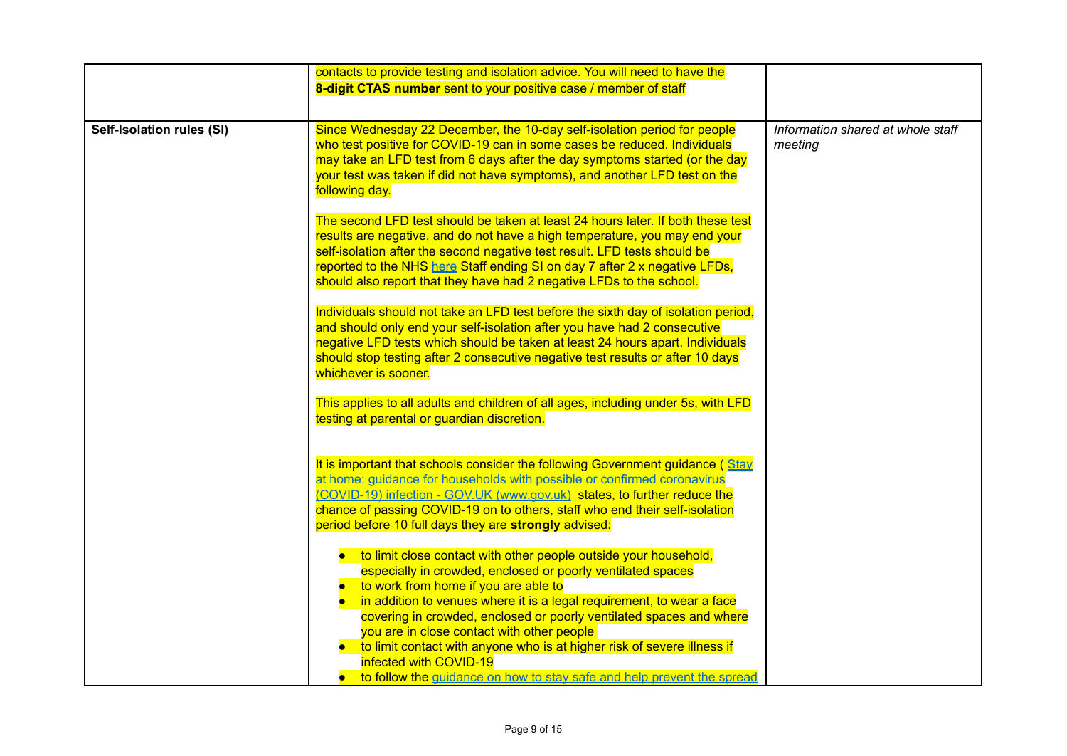| | | |
|---|---|---|
| | contacts to provide testing and isolation advice. You will need to have the **8-digit CTAS number** sent to your positive case / member of staff | |
| **Self-Isolation rules (SI)** | Since Wednesday 22 December, the 10-day self-isolation period for people who test positive for COVID-19 can in some cases be reduced. Individuals may take an LFD test from 6 days after the day symptoms started (or the day your test was taken if did not have symptoms), and another LFD test on the following day.<br><br>The second LFD test should be taken at least 24 hours later. If both these test results are negative, and do not have a high temperature, you may end your self-isolation after the second negative test result. LFD tests should be reported to the NHS here Staff ending SI on day 7 after 2 x negative LFDs, should also report that they have had 2 negative LFDs to the school.<br><br>Individuals should not take an LFD test before the sixth day of isolation period, and should only end your self-isolation after you have had 2 consecutive negative LFD tests which should be taken at least 24 hours apart. Individuals should stop testing after 2 consecutive negative test results or after 10 days whichever is sooner.<br><br>This applies to all adults and children of all ages, including under 5s, with LFD testing at parental or guardian discretion.<br><br>It is important that schools consider the following Government guidance ( Stay at home: guidance for households with possible or confirmed coronavirus (COVID-19) infection - GOV.UK (www.gov.uk) states, to further reduce the chance of passing COVID-19 on to others, staff who end their self-isolation period before 10 full days they are **strongly** advised:<br><br>• to limit close contact with other people outside your household, especially in crowded, enclosed or poorly ventilated spaces<br>• to work from home if you are able to<br>• in addition to venues where it is a legal requirement, to wear a face covering in crowded, enclosed or poorly ventilated spaces and where you are in close contact with other people<br>• to limit contact with anyone who is at higher risk of severe illness if infected with COVID-19<br>• to follow the guidance on how to stay safe and help prevent the spread | *Information shared at whole staff meeting* |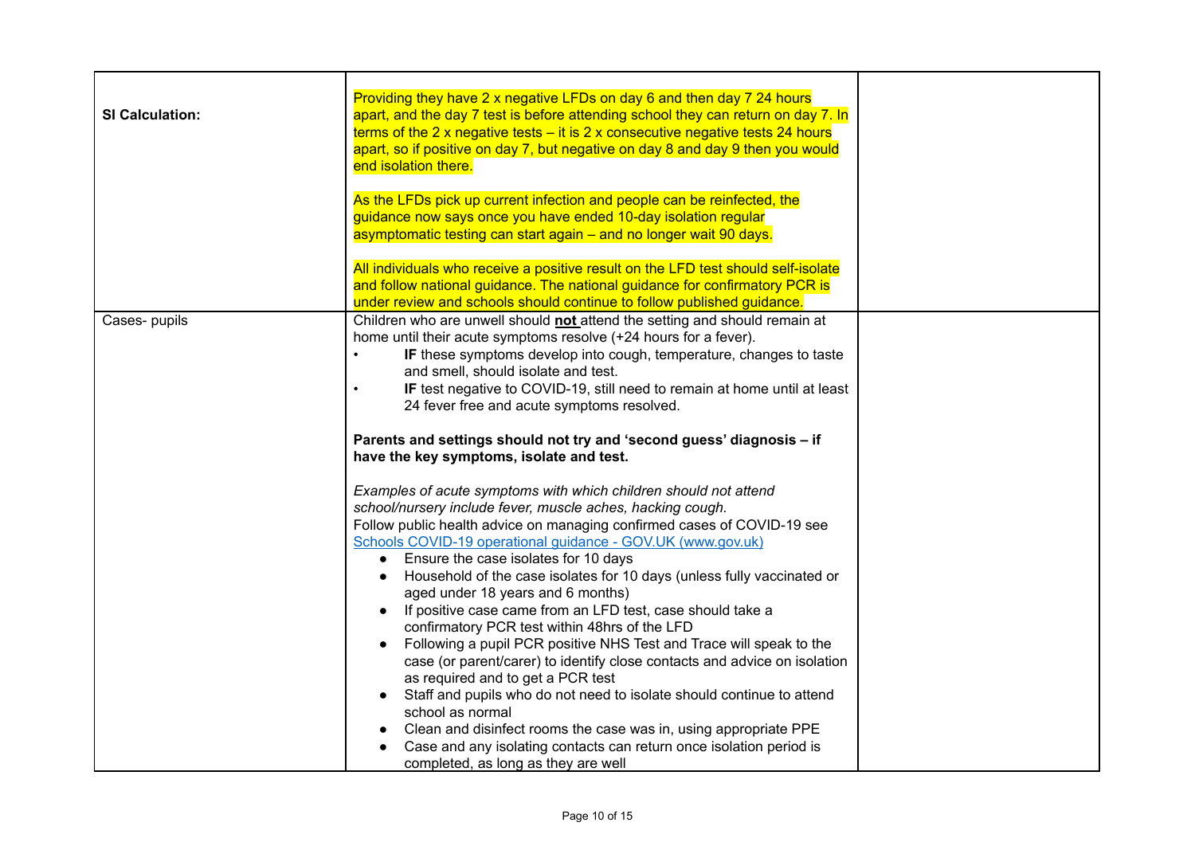| | | |
|---|---|---|
| **SI Calculation:** | Providing they have 2 x negative LFDs on day 6 and then day 7 24 hours apart, and the day 7 test is before attending school they can return on day 7. In terms of the 2 x negative tests – it is 2 x consecutive negative tests 24 hours apart, so if positive on day 7, but negative on day 8 and day 9 then you would end isolation there.<br><br>As the LFDs pick up current infection and people can be reinfected, the guidance now says once you have ended 10-day isolation regular asymptomatic testing can start again – and no longer wait 90 days.<br><br>All individuals who receive a positive result on the LFD test should self-isolate and follow national guidance. The national guidance for confirmatory PCR is under review and schools should continue to follow published guidance. | |
| Cases- pupils | Children who are unwell should **not** attend the setting and should remain at home until their acute symptoms resolve (+24 hours for a fever).<br>• **IF** these symptoms develop into cough, temperature, changes to taste and smell, should isolate and test.<br>• **IF** test negative to COVID-19, still need to remain at home until at least 24 fever free and acute symptoms resolved.<br><br>**Parents and settings should not try and 'second guess' diagnosis – if have the key symptoms, isolate and test.**<br><br>*Examples of acute symptoms with which children should not attend school/nursery include fever, muscle aches, hacking cough.*<br>Follow public health advice on managing confirmed cases of COVID-19 see [Schools COVID-19 operational guidance - GOV.UK (www.gov.uk)]()<br>● Ensure the case isolates for 10 days<br>● Household of the case isolates for 10 days (unless fully vaccinated or aged under 18 years and 6 months)<br>● If positive case came from an LFD test, case should take a confirmatory PCR test within 48hrs of the LFD<br>● Following a pupil PCR positive NHS Test and Trace will speak to the case (or parent/carer) to identify close contacts and advice on isolation as required and to get a PCR test<br>● Staff and pupils who do not need to isolate should continue to attend school as normal<br>● Clean and disinfect rooms the case was in, using appropriate PPE<br>● Case and any isolating contacts can return once isolation period is completed, as long as they are well | |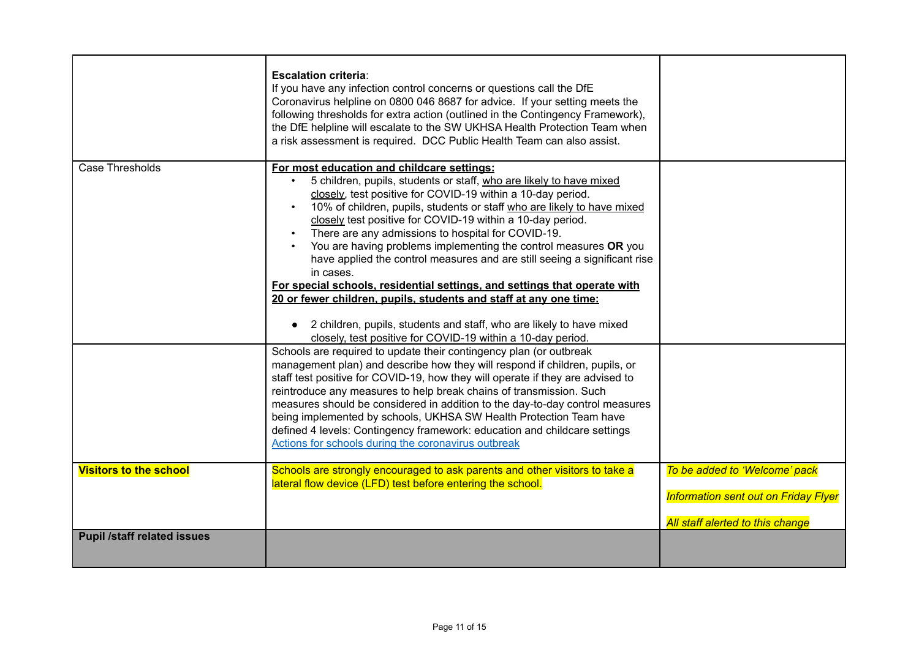| | | |
|---|---|---|
| | **Escalation criteria**:<br>If you have any infection control concerns or questions call the DfE Coronavirus helpline on 0800 046 8687 for advice. If your setting meets the following thresholds for extra action (outlined in the Contingency Framework), the DfE helpline will escalate to the SW UKHSA Health Protection Team when a risk assessment is required. DCC Public Health Team can also assist. | |
| Case Thresholds | **For most education and childcare settings:**<br>• 5 children, pupils, students or staff, who are likely to have mixed closely, test positive for COVID-19 within a 10-day period.<br>• 10% of children, pupils, students or staff who are likely to have mixed closely test positive for COVID-19 within a 10-day period.<br>• There are any admissions to hospital for COVID-19.<br>• You are having problems implementing the control measures **OR** you have applied the control measures and are still seeing a significant rise in cases.<br>**For special schools, residential settings, and settings that operate with 20 or fewer children, pupils, students and staff at any one time:**<br>• 2 children, pupils, students and staff, who are likely to have mixed closely, test positive for COVID-19 within a 10-day period. | |
| | Schools are required to update their contingency plan (or outbreak management plan) and describe how they will respond if children, pupils, or staff test positive for COVID-19, how they will operate if they are advised to reintroduce any measures to help break chains of transmission. Such measures should be considered in addition to the day-to-day control measures being implemented by schools, UKHSA SW Health Protection Team have defined 4 levels: Contingency framework: education and childcare settings [Actions for schools during the coronavirus outbreak]() | |
| **Visitors to the school** | Schools are strongly encouraged to ask parents and other visitors to take a lateral flow device (LFD) test before entering the school. | *To be added to 'Welcome' pack*<br>*Information sent out on Friday Flyer*<br>*All staff alerted to this change* |
| **Pupil /staff related issues** | | |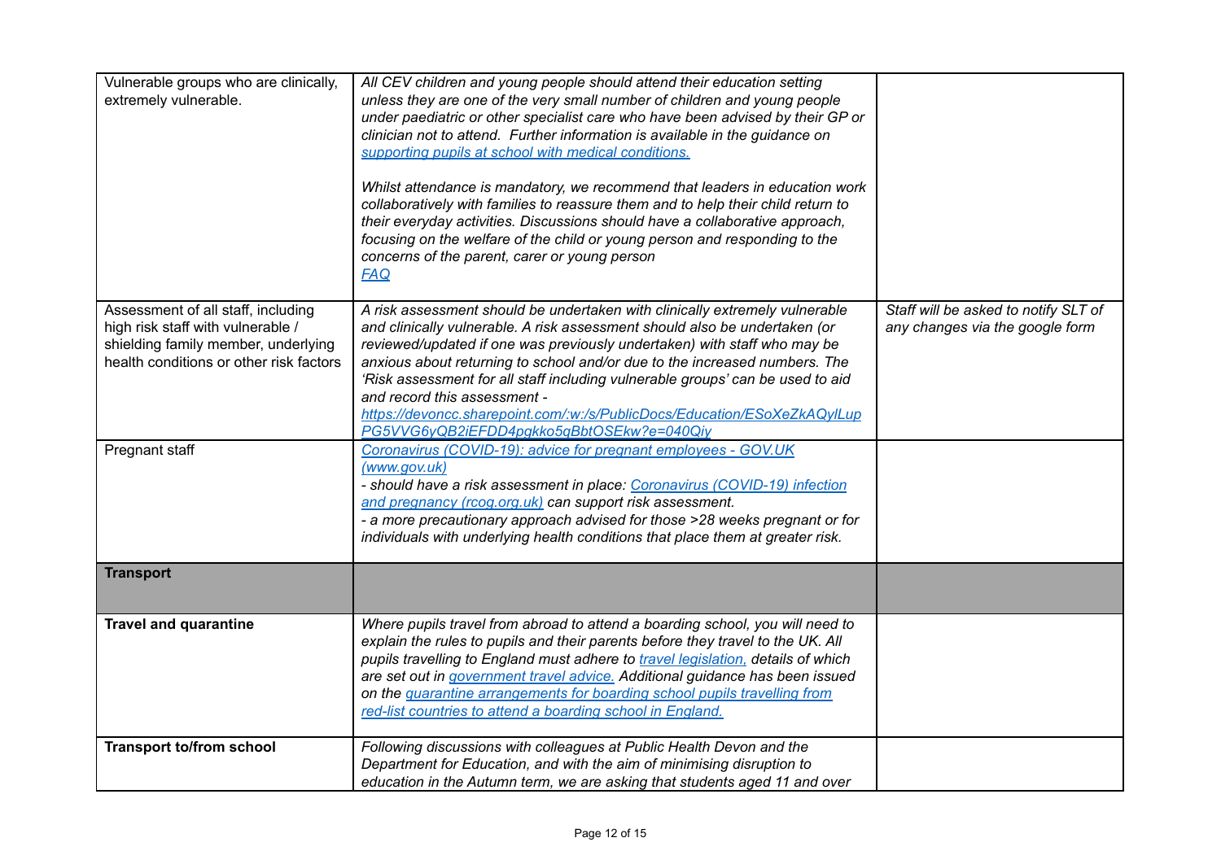| | | |
|---|---|---|
| Vulnerable groups who are clinically, extremely vulnerable. | *All CEV children and young people should attend their education setting unless they are one of the very small number of children and young people under paediatric or other specialist care who have been advised by their GP or clinician not to attend. Further information is available in the guidance on [supporting pupils at school with medical conditions.](#)*<br><br>*Whilst attendance is mandatory, we recommend that leaders in education work collaboratively with families to reassure them and to help their child return to their everyday activities. Discussions should have a collaborative approach, focusing on the welfare of the child or young person and responding to the concerns of the parent, carer or young person*<br>*[FAQ](#)* | |
| Assessment of all staff, including high risk staff with vulnerable / shielding family member, underlying health conditions or other risk factors | *A risk assessment should be undertaken with clinically extremely vulnerable and clinically vulnerable. A risk assessment should also be undertaken (or reviewed/updated if one was previously undertaken) with staff who may be anxious about returning to school and/or due to the increased numbers. The 'Risk assessment for all staff including vulnerable groups' can be used to aid and record this assessment -*<br>*[https://devoncc.sharepoint.com/:w:/s/PublicDocs/Education/ESoXeZkAQylLupPG5VVG6yQB2iEFDD4pgkko5qBbtOSEkw?e=040Qiy](https://devoncc.sharepoint.com/:w:/s/PublicDocs/Education/ESoXeZkAQylLupPG5VVG6yQB2iEFDD4pgkko5qBbtOSEkw?e=040Qiy)* | *Staff will be asked to notify SLT of any changes via the google form* |
| Pregnant staff | *[Coronavirus (COVID-19): advice for pregnant employees - GOV.UK (www.gov.uk)](#)*<br>*- should have a risk assessment in place: [Coronavirus (COVID-19) infection and pregnancy (rcog.org.uk)](#) can support risk assessment.*<br>*- a more precautionary approach advised for those >28 weeks pregnant or for individuals with underlying health conditions that place them at greater risk.* | |
| **Transport** | | |
| **Travel and quarantine** | *Where pupils travel from abroad to attend a boarding school, you will need to explain the rules to pupils and their parents before they travel to the UK. All pupils travelling to England must adhere to [travel legislation,](#) details of which are set out in [government travel advice.](#) Additional guidance has been issued on the [quarantine arrangements for boarding school pupils travelling from red-list countries to attend a boarding school in England.](#)* | |
| **Transport to/from school** | *Following discussions with colleagues at Public Health Devon and the Department for Education, and with the aim of minimising disruption to education in the Autumn term, we are asking that students aged 11 and over* | |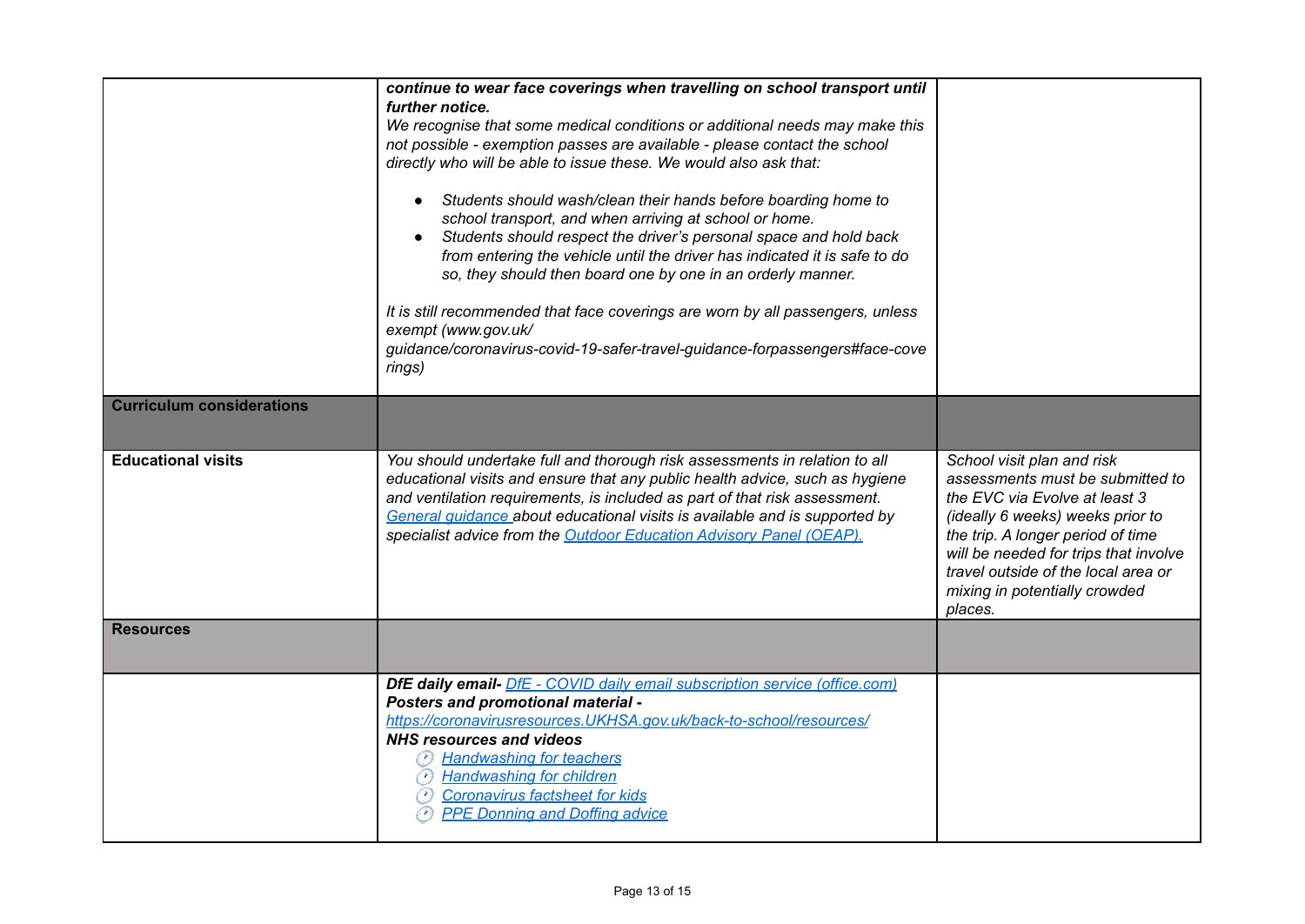| | | |
|---|---|---|
| | ***continue to wear face coverings when travelling on school transport until further notice.*** *We recognise that some medical conditions or additional needs may make this not possible - exemption passes are available - please contact the school directly who will be able to issue these. We would also ask that:* <br>• *Students should wash/clean their hands before boarding home to school transport, and when arriving at school or home.* <br>• *Students should respect the driver's personal space and hold back from entering the vehicle until the driver has indicated it is safe to do so, they should then board one by one in an orderly manner.* <br><br>*It is still recommended that face coverings are worn by all passengers, unless exempt (www.gov.uk/ guidance/coronavirus-covid-19-safer-travel-guidance-forpassengers#face-coverings)* | |
| **Curriculum considerations** | | |
| **Educational visits** | *You should undertake full and thorough risk assessments in relation to all educational visits and ensure that any public health advice, such as hygiene and ventilation requirements, is included as part of that risk assessment. [General guidance](#) about educational visits is available and is supported by specialist advice from the [Outdoor Education Advisory Panel (OEAP).](#)* | *School visit plan and risk assessments must be submitted to the EVC via Evolve at least 3 (ideally 6 weeks) weeks prior to the trip. A longer period of time will be needed for trips that involve travel outside of the local area or mixing in potentially crowded places.* |
| **Resources** | | |
| | ***DfE daily email-*** *[DfE - COVID daily email subscription service (office.com)](#)* <br>***Posters and promotional material -*** *[https://coronavirusresources.UKHSA.gov.uk/back-to-school/resources/](https://coronavirusresources.UKHSA.gov.uk/back-to-school/resources/)* <br>***NHS resources and videos*** <br>• *[Handwashing for teachers](#)* <br>• *[Handwashing for children](#)* <br>• *[Coronavirus factsheet for kids](#)* <br>• *[PPE Donning and Doffing advice](#)* | |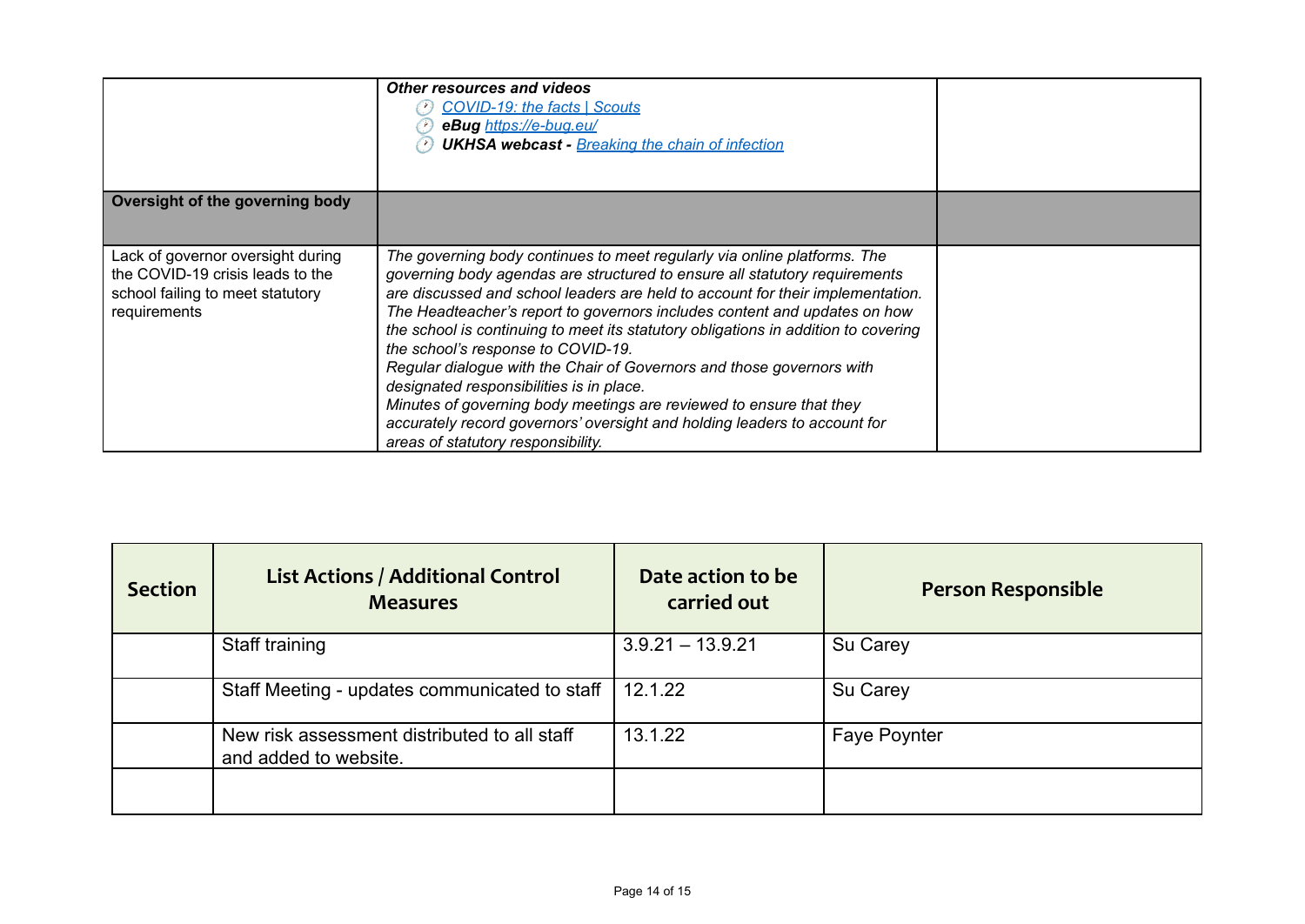| | | |
|---|---|---|
| | ***Other resources and videos*** <br> - [*COVID-19: the facts \| Scouts*]() <br> - ***eBug*** [*https://e-bug.eu/*]() <br> - ***UKHSA webcast -*** [*Breaking the chain of infection*]() | |
| **Oversight of the governing body** | | |
| Lack of governor oversight during the COVID-19 crisis leads to the school failing to meet statutory requirements | *The governing body continues to meet regularly via online platforms. The governing body agendas are structured to ensure all statutory requirements are discussed and school leaders are held to account for their implementation. The Headteacher's report to governors includes content and updates on how the school is continuing to meet its statutory obligations in addition to covering the school's response to COVID-19.* <br> *Regular dialogue with the Chair of Governors and those governors with designated responsibilities is in place.* <br> *Minutes of governing body meetings are reviewed to ensure that they accurately record governors' oversight and holding leaders to account for areas of statutory responsibility.* | |

| Section | List Actions / Additional Control Measures | Date action to be carried out | Person Responsible |
|---|---|---|---|
| | Staff training | 3.9.21 – 13.9.21 | Su Carey |
| | Staff Meeting - updates communicated to staff | 12.1.22 | Su Carey |
| | New risk assessment distributed to all staff and added to website. | 13.1.22 | Faye Poynter |
| | | | |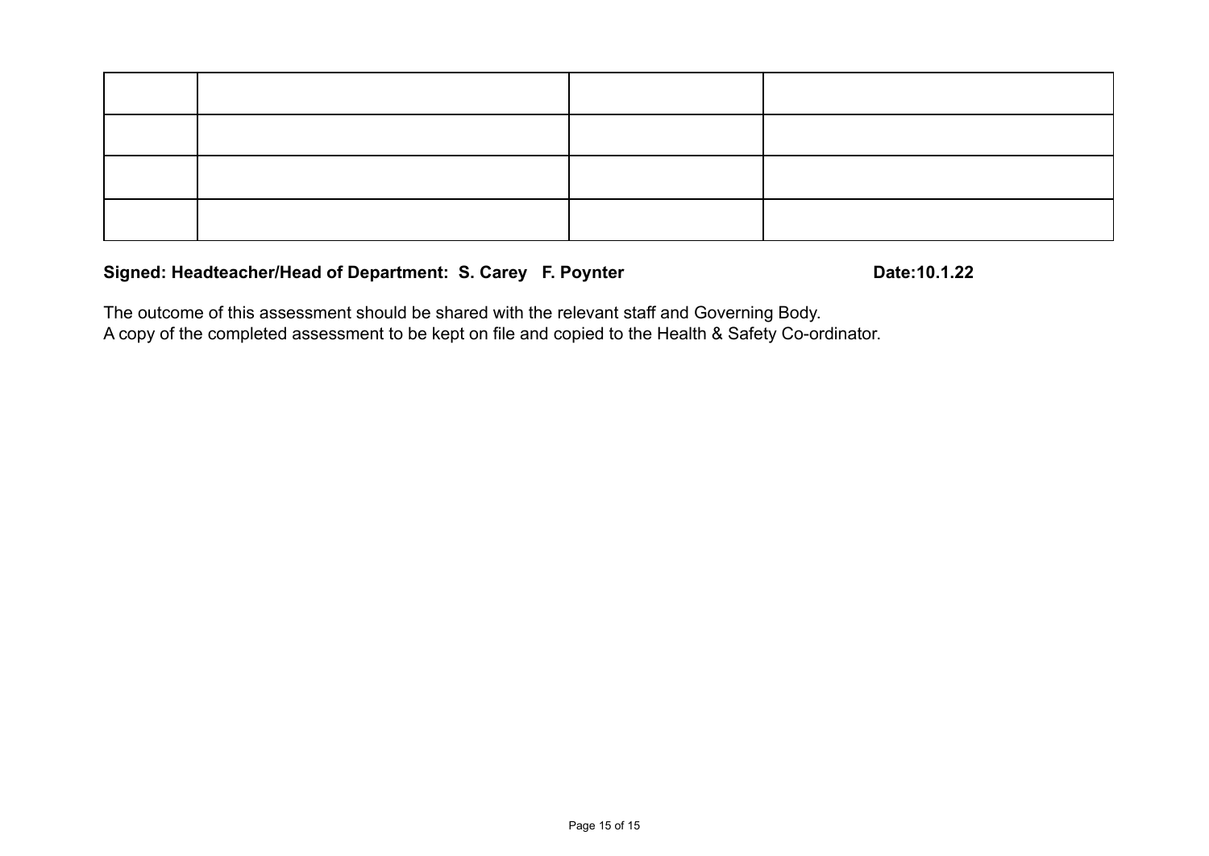| | | | |
|---|---|---|---|
| | | | |
| | | | |
| | | | |
| | | | |

**Signed: Headteacher/Head of Department: S. Carey F. Poynter** **Date:10.1.22**

The outcome of this assessment should be shared with the relevant staff and Governing Body.
A copy of the completed assessment to be kept on file and copied to the Health & Safety Co-ordinator.